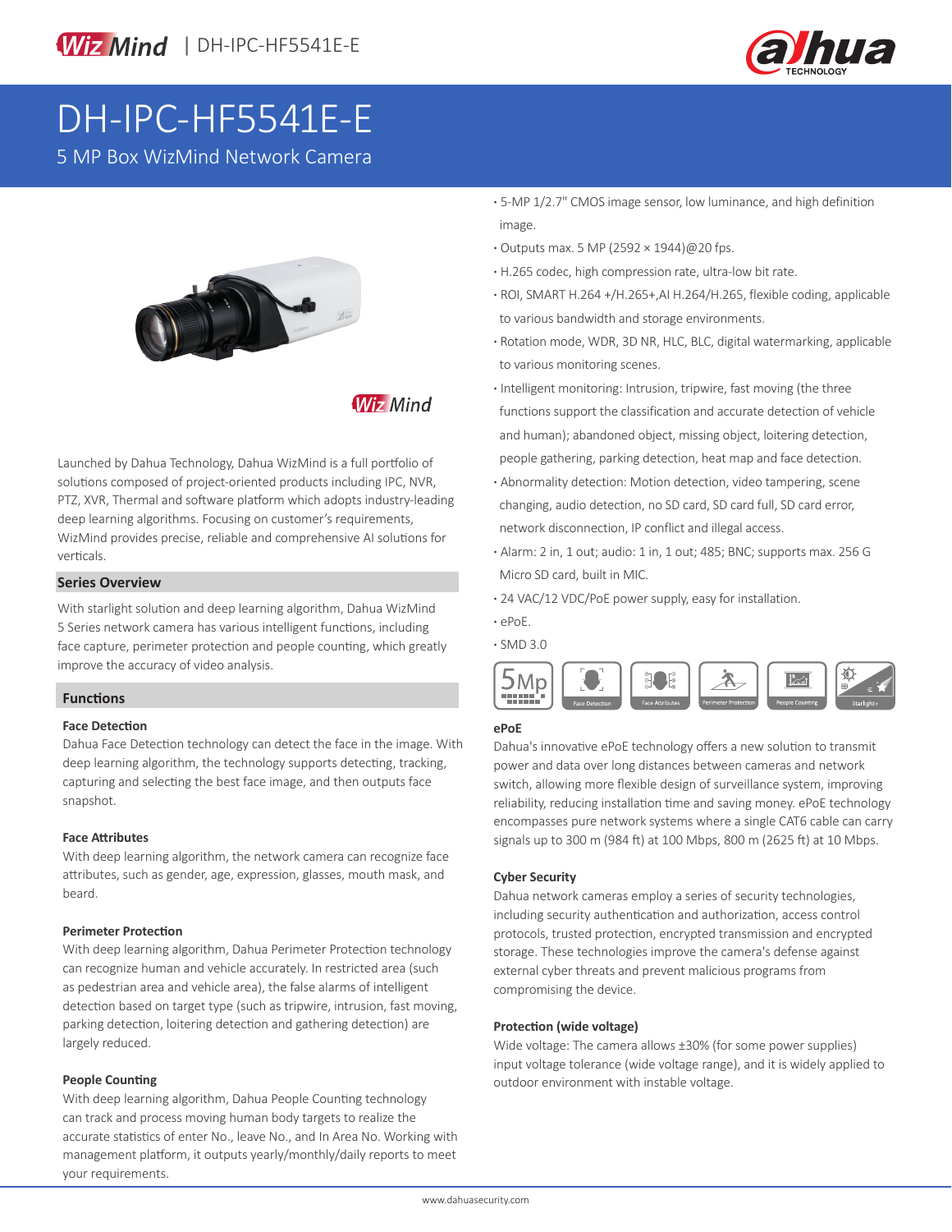WizMind | DH-IPC-HF5541E-E

# DH-IPC-HF5541E-E

5 MP Box WizMind Network Camera

Launched by Dahua Technology, Dahua WizMind is a full portfolio of solutions composed of project-oriented products including IPC, NVR, PTZ, XVR, Thermal and software platform which adopts industry-leading deep learning algorithms. Focusing on customer's requirements, WizMind provides precise, reliable and comprehensive AI solutions for verticals.

## Series Overview

With starlight solution and deep learning algorithm, Dahua WizMind 5 Series network camera has various intelligent functions, including face capture, perimeter protection and people counting, which greatly improve the accuracy of video analysis.

## Functions

### Face Detection

Dahua Face Detection technology can detect the face in the image. With deep learning algorithm, the technology supports detecting, tracking, capturing and selecting the best face image, and then outputs face snapshot.

### Face Attributes

With deep learning algorithm, the network camera can recognize face attributes, such as gender, age, expression, glasses, mouth mask, and beard.

### Perimeter Protection

With deep learning algorithm, Dahua Perimeter Protection technology can recognize human and vehicle accurately. In restricted area (such as pedestrian area and vehicle area), the false alarms of intelligent detection based on target type (such as tripwire, intrusion, fast moving, parking detection, loitering detection and gathering detection) are largely reduced.

### People Counting

With deep learning algorithm, Dahua People Counting technology can track and process moving human body targets to realize the accurate statistics of enter No., leave No., and In Area No. Working with management platform, it outputs yearly/monthly/daily reports to meet your requirements.

- 5-MP 1/2.7" CMOS image sensor, low luminance, and high definition image.
- Outputs max. 5 MP (2592 × 1944)@20 fps.
- H.265 codec, high compression rate, ultra-low bit rate.
- ROI, SMART H.264 +/H.265+,AI H.264/H.265, flexible coding, applicable to various bandwidth and storage environments.
- Rotation mode, WDR, 3D NR, HLC, BLC, digital watermarking, applicable to various monitoring scenes.
- Intelligent monitoring: Intrusion, tripwire, fast moving (the three functions support the classification and accurate detection of vehicle and human); abandoned object, missing object, loitering detection, people gathering, parking detection, heat map and face detection.
- Abnormality detection: Motion detection, video tampering, scene changing, audio detection, no SD card, SD card full, SD card error, network disconnection, IP conflict and illegal access.
- Alarm: 2 in, 1 out; audio: 1 in, 1 out; 485; BNC; supports max. 256 G Micro SD card, built in MIC.
- 24 VAC/12 VDC/PoE power supply, easy for installation.
- ePoE.
- SMD 3.0

5Mp | Face Detection | Face Attributes | Perimeter Protection | People Counting | Starlight+

### ePoE

Dahua's innovative ePoE technology offers a new solution to transmit power and data over long distances between cameras and network switch, allowing more flexible design of surveillance system, improving reliability, reducing installation time and saving money. ePoE technology encompasses pure network systems where a single CAT6 cable can carry signals up to 300 m (984 ft) at 100 Mbps, 800 m (2625 ft) at 10 Mbps.

### Cyber Security

Dahua network cameras employ a series of security technologies, including security authentication and authorization, access control protocols, trusted protection, encrypted transmission and encrypted storage. These technologies improve the camera's defense against external cyber threats and prevent malicious programs from compromising the device.

### Protection (wide voltage)

Wide voltage: The camera allows ±30% (for some power supplies) input voltage tolerance (wide voltage range), and it is widely applied to outdoor environment with instable voltage.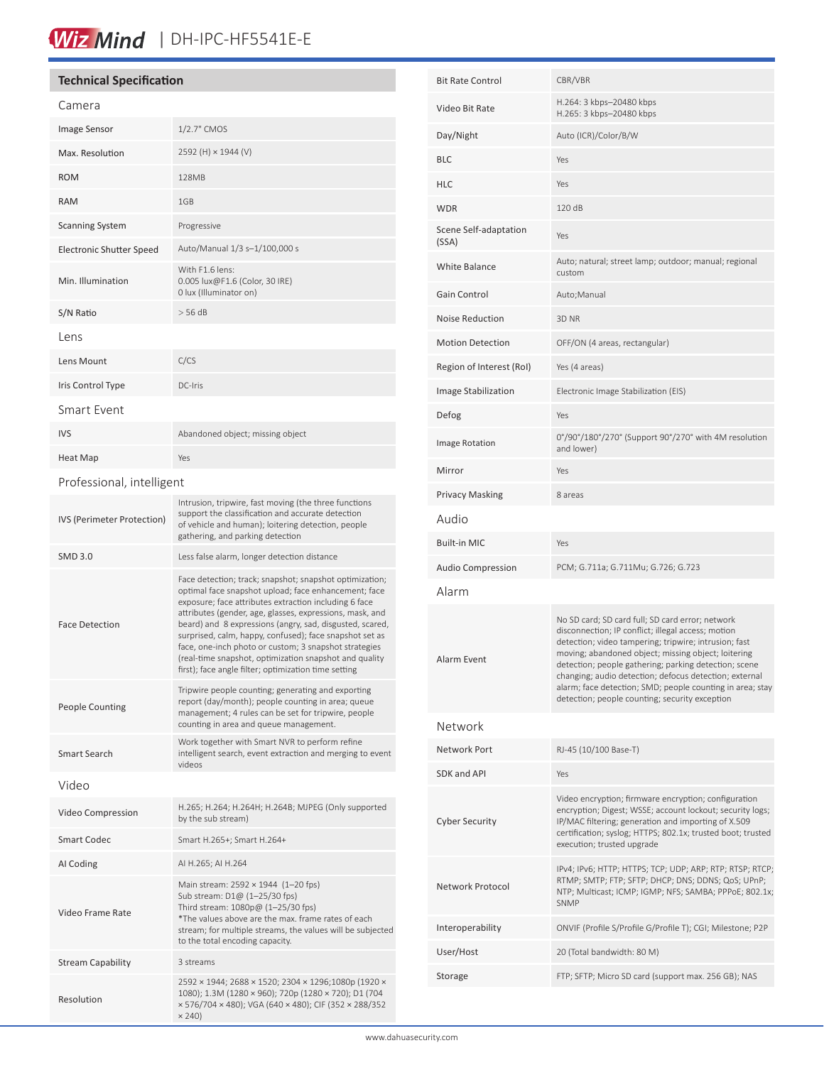## Technical Specification

### Camera

| | |
|---|---|
| Image Sensor | 1/2.7" CMOS |
| Max. Resolution | 2592 (H) × 1944 (V) |
| ROM | 128MB |
| RAM | 1GB |
| Scanning System | Progressive |
| Electronic Shutter Speed | Auto/Manual 1/3 s–1/100,000 s |
| Min. Illumination | With F1.6 lens:<br>0.005 lux@F1.6 (Color, 30 IRE)<br>0 lux (Illuminator on) |
| S/N Ratio | > 56 dB |

### Lens

| | |
|---|---|
| Lens Mount | C/CS |
| Iris Control Type | DC-Iris |

### Smart Event

| | |
|---|---|
| IVS | Abandoned object; missing object |
| Heat Map | Yes |

### Professional, intelligent

| | |
|---|---|
| IVS (Perimeter Protection) | Intrusion, tripwire, fast moving (the three functions support the classification and accurate detection of vehicle and human); loitering detection, people gathering, and parking detection |
| SMD 3.0 | Less false alarm, longer detection distance |
| Face Detection | Face detection; track; snapshot; snapshot optimization; optimal face snapshot upload; face enhancement; face exposure; face attributes extraction including 6 face attributes (gender, age, glasses, expressions, mask, and beard) and 8 expressions (angry, sad, disgusted, scared, surprised, calm, happy, confused); face snapshot set as face, one-inch photo or custom; 3 snapshot strategies (real-time snapshot, optimization snapshot and quality first); face angle filter; optimization time setting |
| People Counting | Tripwire people counting; generating and exporting report (day/month); people counting in area; queue management; 4 rules can be set for tripwire, people counting in area and queue management. |
| Smart Search | Work together with Smart NVR to perform refine intelligent search, event extraction and merging to event videos |

### Video

| | |
|---|---|
| Video Compression | H.265; H.264; H.264H; H.264B; MJPEG (Only supported by the sub stream) |
| Smart Codec | Smart H.265+; Smart H.264+ |
| AI Coding | AI H.265; AI H.264 |
| Video Frame Rate | Main stream: 2592 × 1944 (1–20 fps)<br>Sub stream: D1@ (1–25/30 fps)<br>Third stream: 1080p@ (1–25/30 fps)<br>*The values above are the max. frame rates of each stream; for multiple streams, the values will be subjected to the total encoding capacity. |
| Stream Capability | 3 streams |
| Resolution | 2592 × 1944; 2688 × 1520; 2304 × 1296;1080p (1920 × 1080); 1.3M (1280 × 960); 720p (1280 × 720); D1 (704 × 576/704 × 480); VGA (640 × 480); CIF (352 × 288/352 × 240) |
| Bit Rate Control | CBR/VBR |
| Video Bit Rate | H.264: 3 kbps–20480 kbps<br>H.265: 3 kbps–20480 kbps |
| Day/Night | Auto (ICR)/Color/B/W |
| BLC | Yes |
| HLC | Yes |
| WDR | 120 dB |
| Scene Self-adaptation (SSA) | Yes |
| White Balance | Auto; natural; street lamp; outdoor; manual; regional custom |
| Gain Control | Auto;Manual |
| Noise Reduction | 3D NR |
| Motion Detection | OFF/ON (4 areas, rectangular) |
| Region of Interest (RoI) | Yes (4 areas) |
| Image Stabilization | Electronic Image Stabilization (EIS) |
| Defog | Yes |
| Image Rotation | 0°/90°/180°/270° (Support 90°/270° with 4M resolution and lower) |
| Mirror | Yes |
| Privacy Masking | 8 areas |

### Audio

| | |
|---|---|
| Built-in MIC | Yes |
| Audio Compression | PCM; G.711a; G.711Mu; G.726; G.723 |

### Alarm

| | |
|---|---|
| Alarm Event | No SD card; SD card full; SD card error; network disconnection; IP conflict; illegal access; motion detection; video tampering; tripwire; intrusion; fast moving; abandoned object; missing object; loitering detection; people gathering; parking detection; scene changing; audio detection; defocus detection; external alarm; face detection; SMD; people counting in area; stay detection; people counting; security exception |

### Network

| | |
|---|---|
| Network Port | RJ-45 (10/100 Base-T) |
| SDK and API | Yes |
| Cyber Security | Video encryption; firmware encryption; configuration encryption; Digest; WSSE; account lockout; security logs; IP/MAC filtering; generation and importing of X.509 certification; syslog; HTTPS; 802.1x; trusted boot; trusted execution; trusted upgrade |
| Network Protocol | IPv4; IPv6; HTTP; HTTPS; TCP; UDP; ARP; RTP; RTSP; RTCP; RTMP; SMTP; FTP; SFTP; DHCP; DNS; DDNS; QoS; UPnP; NTP; Multicast; ICMP; IGMP; NFS; SAMBA; PPPoE; 802.1x; SNMP |
| Interoperability | ONVIF (Profile S/Profile G/Profile T); CGI; Milestone; P2P |
| User/Host | 20 (Total bandwidth: 80 M) |
| Storage | FTP; SFTP; Micro SD card (support max. 256 GB); NAS |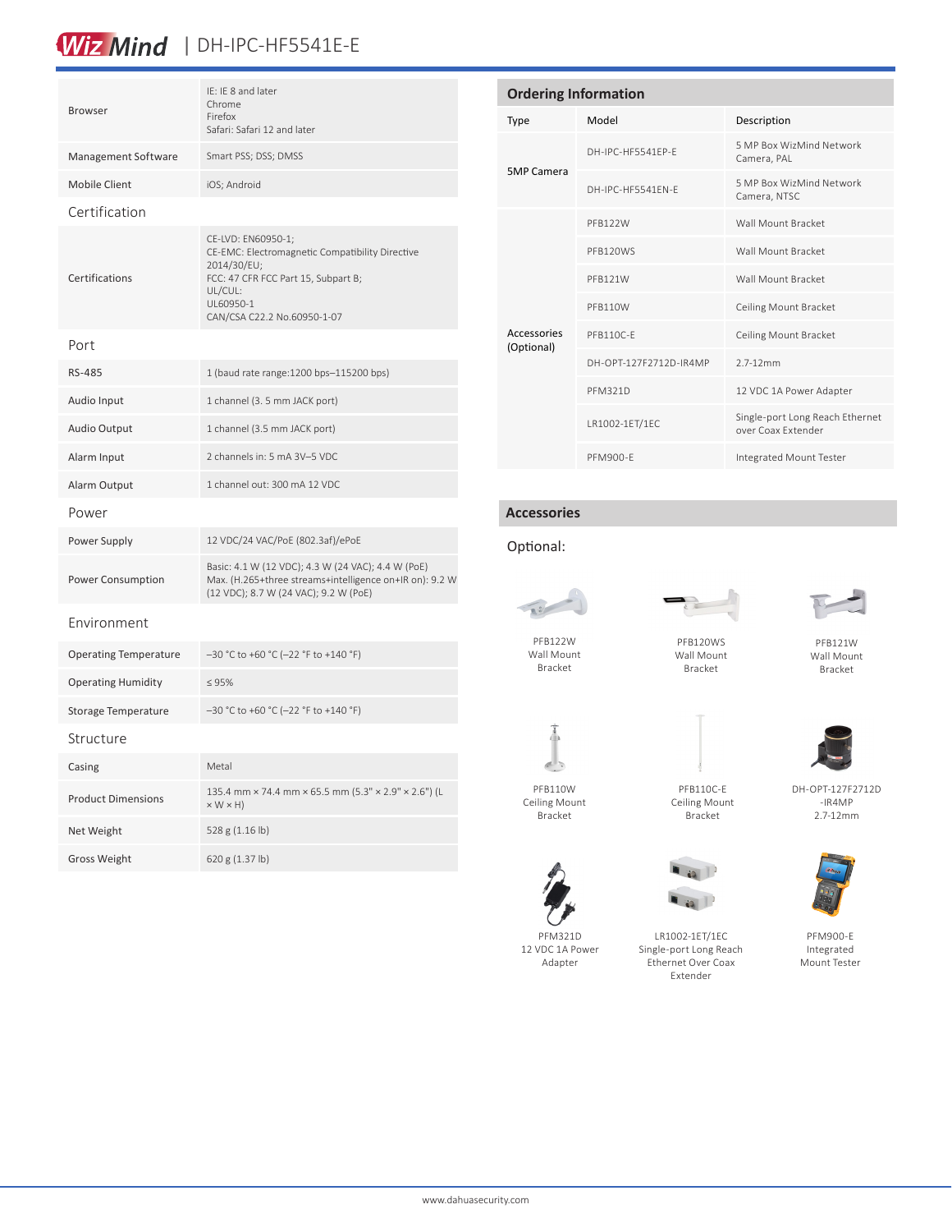| | |
|---|---|
| Browser | IE: IE 8 and later<br>Chrome<br>Firefox<br>Safari: Safari 12 and later |
| Management Software | Smart PSS; DSS; DMSS |
| Mobile Client | iOS; Android |

### Certification

| | |
|---|---|
| Certifications | CE-LVD: EN60950-1;<br>CE-EMC: Electromagnetic Compatibility Directive 2014/30/EU;<br>FCC: 47 CFR FCC Part 15, Subpart B;<br>UL/CUL:<br>UL60950-1<br>CAN/CSA C22.2 No.60950-1-07 |

### Port

| | |
|---|---|
| RS-485 | 1 (baud rate range:1200 bps–115200 bps) |
| Audio Input | 1 channel (3. 5 mm JACK port) |
| Audio Output | 1 channel (3.5 mm JACK port) |
| Alarm Input | 2 channels in: 5 mA 3V–5 VDC |
| Alarm Output | 1 channel out: 300 mA 12 VDC |

### Power

| | |
|---|---|
| Power Supply | 12 VDC/24 VAC/PoE (802.3af)/ePoE |
| Power Consumption | Basic: 4.1 W (12 VDC); 4.3 W (24 VAC); 4.4 W (PoE)<br>Max. (H.265+three streams+intelligence on+IR on): 9.2 W (12 VDC); 8.7 W (24 VAC); 9.2 W (PoE) |

### Environment

| | |
|---|---|
| Operating Temperature | –30 °C to +60 °C (–22 °F to +140 °F) |
| Operating Humidity | ≤ 95% |
| Storage Temperature | –30 °C to +60 °C (–22 °F to +140 °F) |

### Structure

| | |
|---|---|
| Casing | Metal |
| Product Dimensions | 135.4 mm × 74.4 mm × 65.5 mm (5.3" × 2.9" × 2.6") (L × W × H) |
| Net Weight | 528 g (1.16 lb) |
| Gross Weight | 620 g (1.37 lb) |

## Ordering Information

| Type | Model | Description |
|---|---|---|
| 5MP Camera | DH-IPC-HF5541EP-E | 5 MP Box WizMind Network Camera, PAL |
| | DH-IPC-HF5541EN-E | 5 MP Box WizMind Network Camera, NTSC |
| Accessories (Optional) | PFB122W | Wall Mount Bracket |
| | PFB120WS | Wall Mount Bracket |
| | PFB121W | Wall Mount Bracket |
| | PFB110W | Ceiling Mount Bracket |
| | PFB110C-E | Ceiling Mount Bracket |
| | DH-OPT-127F2712D-IR4MP | 2.7-12mm |
| | PFM321D | 12 VDC 1A Power Adapter |
| | LR1002-1ET/1EC | Single-port Long Reach Ethernet over Coax Extender |
| | PFM900-E | Integrated Mount Tester |

## Accessories

Optional:

PFB122W Wall Mount Bracket

PFB120WS Wall Mount Bracket

PFB121W Wall Mount Bracket

PFB110W Ceiling Mount Bracket

PFB110C-E Ceiling Mount Bracket

DH-OPT-127F2712D-IR4MP 2.7-12mm

PFM321D 12 VDC 1A Power Adapter

LR1002-1ET/1EC Single-port Long Reach Ethernet Over Coax Extender

PFM900-E Integrated Mount Tester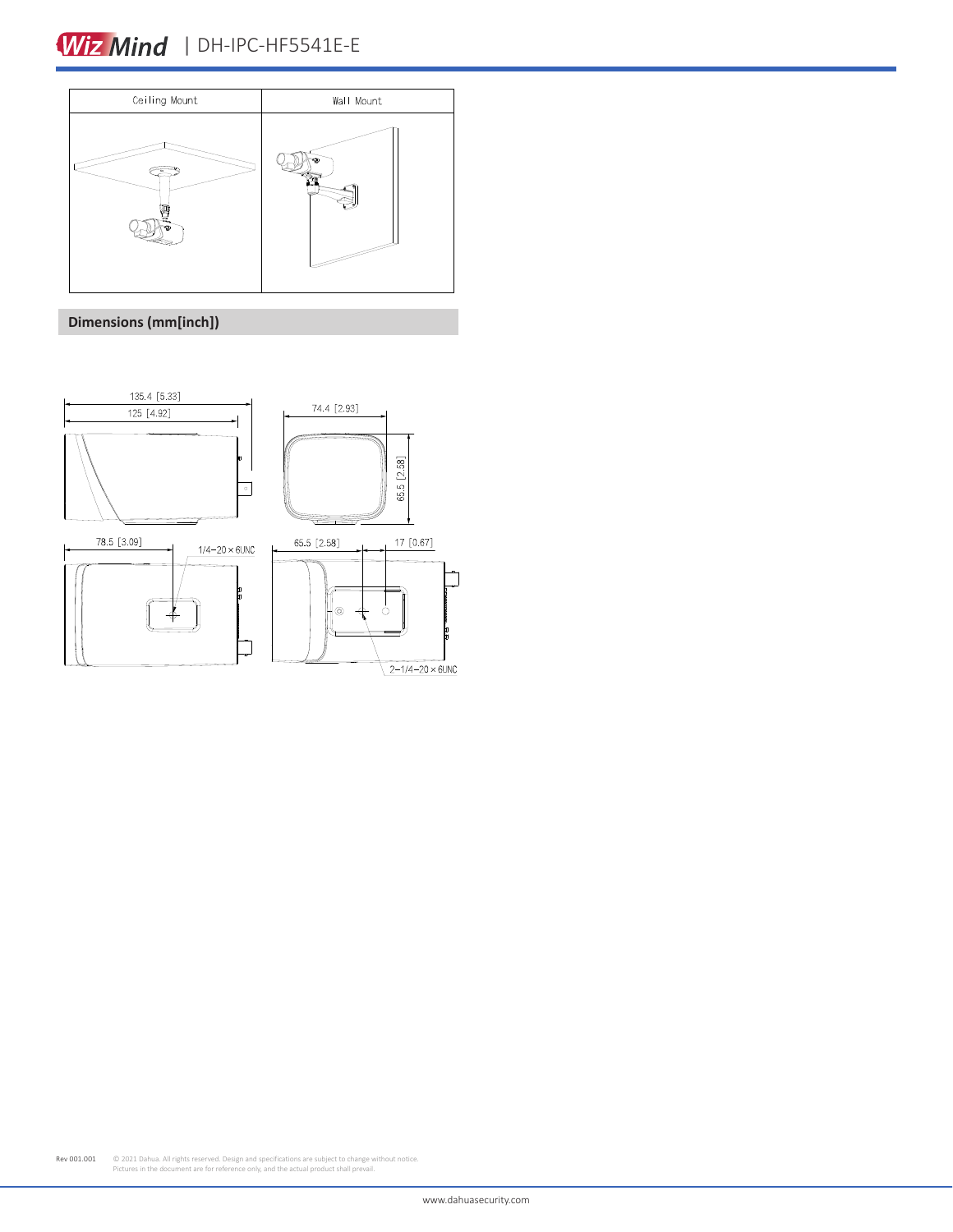| Ceiling Mount | Wall Mount |
|---|---|
| | |

## Dimensions (mm[inch])

135.4 [5.33]
125 [4.92]
74.4 [2.93]
65.5 [2.58]
78.5 [3.09]
1/4−20×6UNC
65.5 [2.58]
17 [0.67]
2−1/4−20×6UNC

Rev 001.001 © 2021 Dahua. All rights reserved. Design and specifications are subject to change without notice. Pictures in the document are for reference only, and the actual product shall prevail.